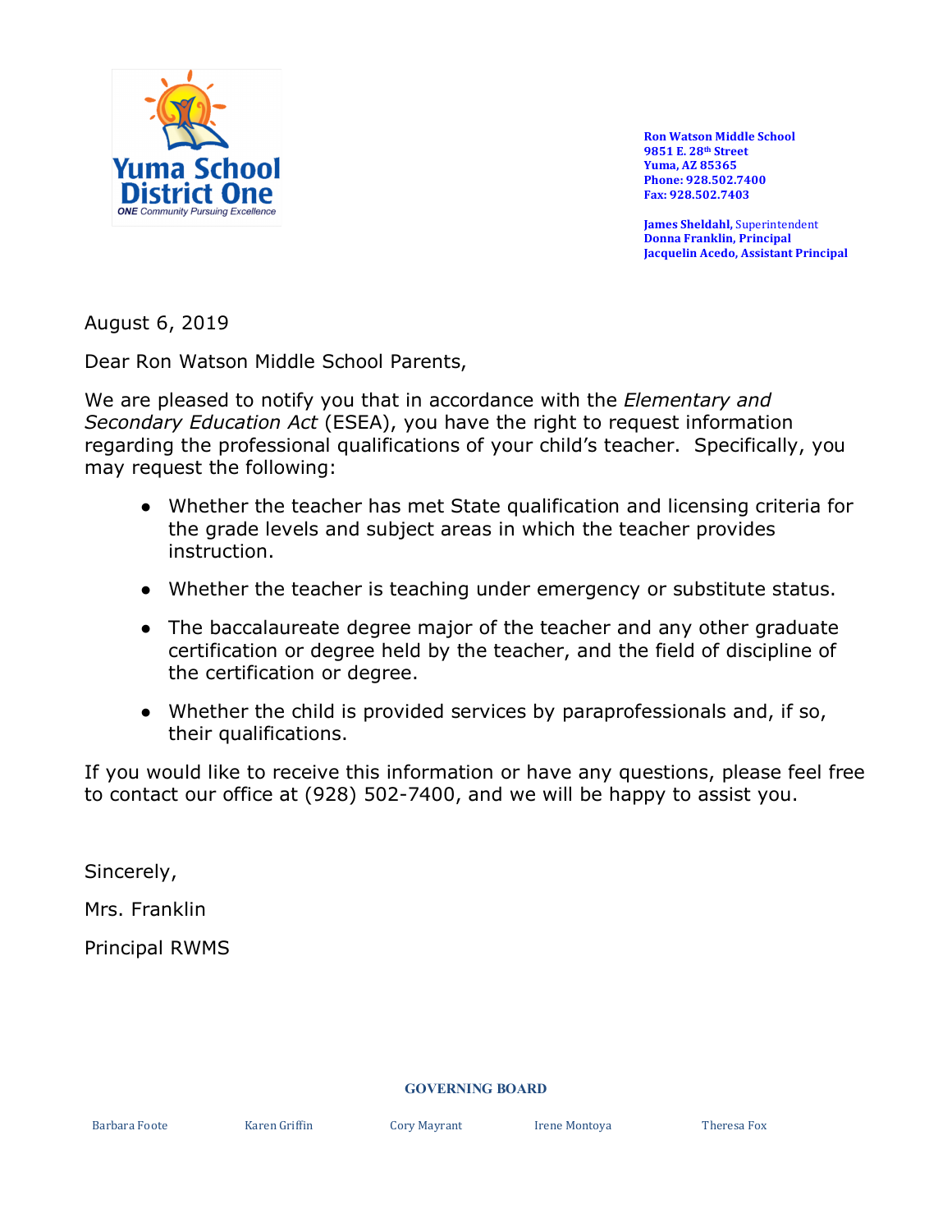Yuma School District One
*ONE Community Pursuing Excellence*

**Ron Watson Middle School**
**9851 E. 28th Street**
**Yuma, AZ 85365**
**Phone: 928.502.7400**
**Fax: 928.502.7403**

**James Sheldahl,** Superintendent
**Donna Franklin, Principal**
**Jacquelin Acedo, Assistant Principal**

August 6, 2019

Dear Ron Watson Middle School Parents,

We are pleased to notify you that in accordance with the *Elementary and Secondary Education Act* (ESEA), you have the right to request information regarding the professional qualifications of your child's teacher. Specifically, you may request the following:

- Whether the teacher has met State qualification and licensing criteria for the grade levels and subject areas in which the teacher provides instruction.
- Whether the teacher is teaching under emergency or substitute status.
- The baccalaureate degree major of the teacher and any other graduate certification or degree held by the teacher, and the field of discipline of the certification or degree.
- Whether the child is provided services by paraprofessionals and, if so, their qualifications.

If you would like to receive this information or have any questions, please feel free to contact our office at (928) 502-7400, and we will be happy to assist you.

Sincerely,

Mrs. Franklin

Principal RWMS

**GOVERNING BOARD**

Barbara Foote    Karen Griffin    Cory Mayrant    Irene Montoya    Theresa Fox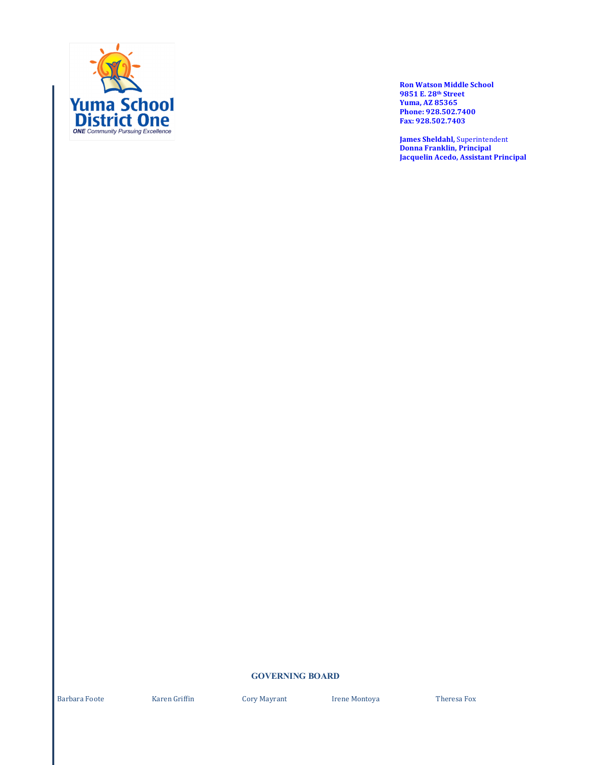**Ron Watson Middle School**
**9851 E. 28th Street**
**Yuma, AZ 85365**
**Phone: 928.502.7400**
**Fax: 928.502.7403**

**James Sheldahl,** Superintendent
**Donna Franklin, Principal**
**Jacquelin Acedo, Assistant Principal**

**GOVERNING BOARD**

Barbara Foote Karen Griffin Cory Mayrant Irene Montoya Theresa Fox